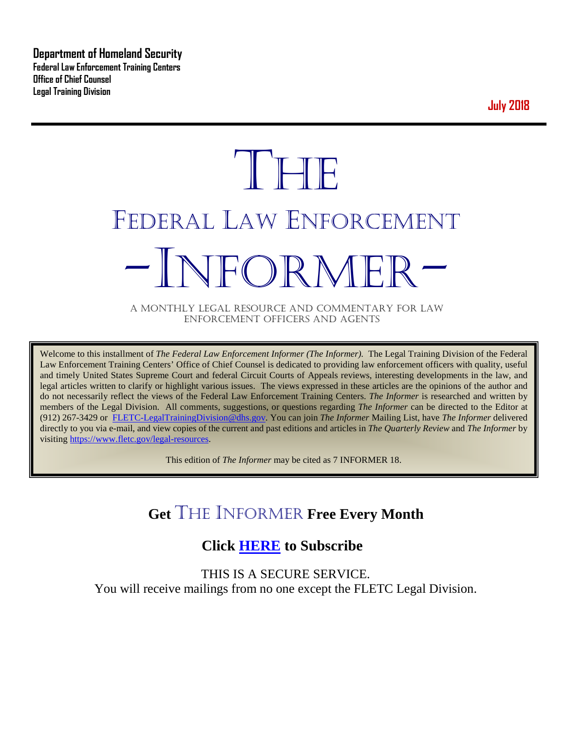**Department of Homeland Security**
**Federal Law Enforcement Training Centers**
**Office of Chief Counsel**
**Legal Training Division**

**July 2018**

---

# THE
# FEDERAL LAW ENFORCEMENT
# -INFORMER-

A MONTHLY LEGAL RESOURCE AND COMMENTARY FOR LAW ENFORCEMENT OFFICERS AND AGENTS

Welcome to this installment of *The Federal Law Enforcement Informer (The Informer).* The Legal Training Division of the Federal Law Enforcement Training Centers' Office of Chief Counsel is dedicated to providing law enforcement officers with quality, useful and timely United States Supreme Court and federal Circuit Courts of Appeals reviews, interesting developments in the law, and legal articles written to clarify or highlight various issues. The views expressed in these articles are the opinions of the author and do not necessarily reflect the views of the Federal Law Enforcement Training Centers. *The Informer* is researched and written by members of the Legal Division. All comments, suggestions, or questions regarding *The Informer* can be directed to the Editor at (912) 267-3429 or FLETC-LegalTrainingDivision@dhs.gov. You can join *The Informer* Mailing List, have *The Informer* delivered directly to you via e-mail, and view copies of the current and past editions and articles in *The Quarterly Review* and *The Informer* by visiting https://www.fletc.gov/legal-resources.

This edition of *The Informer* may be cited as 7 INFORMER 18.

## Get THE INFORMER Free Every Month

## Click HERE to Subscribe

THIS IS A SECURE SERVICE.
You will receive mailings from no one except the FLETC Legal Division.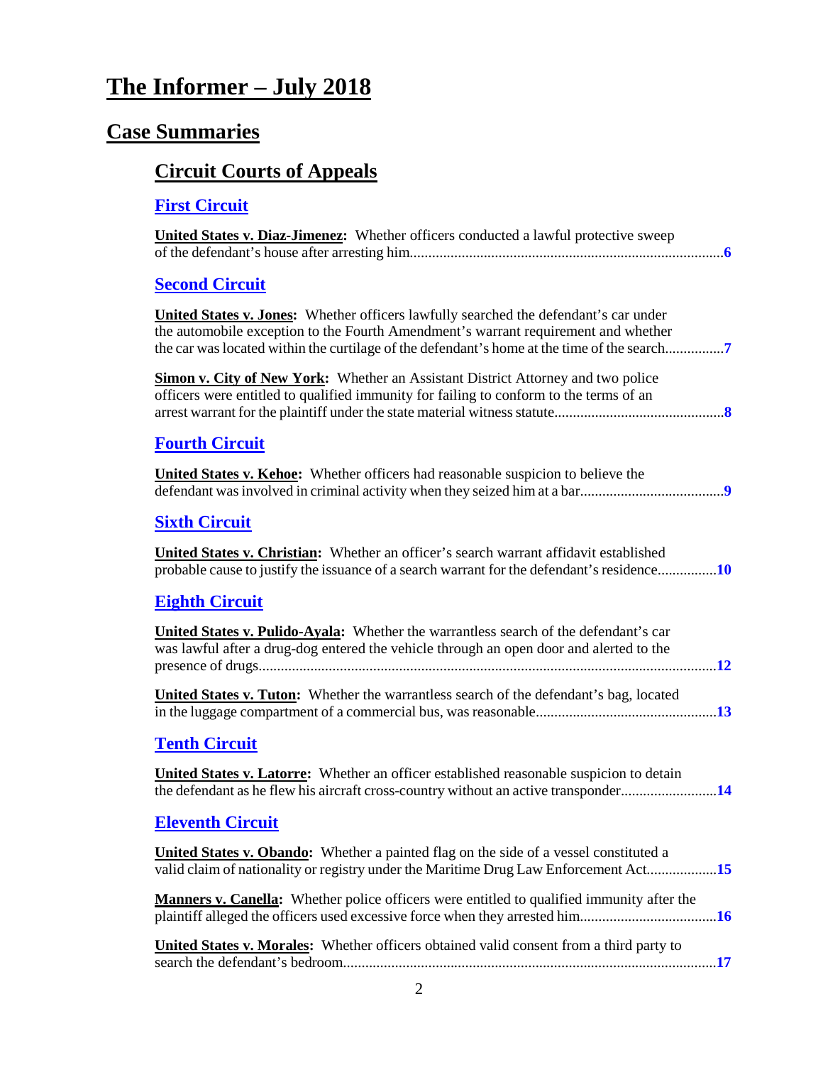# The Informer – July 2018

## Case Summaries

### Circuit Courts of Appeals

#### First Circuit

**United States v. Diaz-Jimenez:** Whether officers conducted a lawful protective sweep of the defendant's house after arresting him....................................................................................**6**

#### Second Circuit

**United States v. Jones:** Whether officers lawfully searched the defendant's car under the automobile exception to the Fourth Amendment's warrant requirement and whether the car was located within the curtilage of the defendant's home at the time of the search................**7**

**Simon v. City of New York:** Whether an Assistant District Attorney and two police officers were entitled to qualified immunity for failing to conform to the terms of an arrest warrant for the plaintiff under the state material witness statute.............................................**8**

#### Fourth Circuit

**United States v. Kehoe:** Whether officers had reasonable suspicion to believe the defendant was involved in criminal activity when they seized him at a bar......................................**9**

#### Sixth Circuit

**United States v. Christian:** Whether an officer's search warrant affidavit established probable cause to justify the issuance of a search warrant for the defendant's residence................**10**

#### Eighth Circuit

**United States v. Pulido-Ayala:** Whether the warrantless search of the defendant's car was lawful after a drug-dog entered the vehicle through an open door and alerted to the presence of drugs..........................................................................................................................**12**

**United States v. Tuton:** Whether the warrantless search of the defendant's bag, located in the luggage compartment of a commercial bus, was reasonable.................................................**13**

#### Tenth Circuit

**United States v. Latorre:** Whether an officer established reasonable suspicion to detain the defendant as he flew his aircraft cross-country without an active transponder..........................**14**

#### Eleventh Circuit

**United States v. Obando:** Whether a painted flag on the side of a vessel constituted a valid claim of nationality or registry under the Maritime Drug Law Enforcement Act..................**15**

**Manners v. Canella:** Whether police officers were entitled to qualified immunity after the plaintiff alleged the officers used excessive force when they arrested him....................................**16**

**United States v. Morales:** Whether officers obtained valid consent from a third party to search the defendant's bedroom...................................................................................................**17**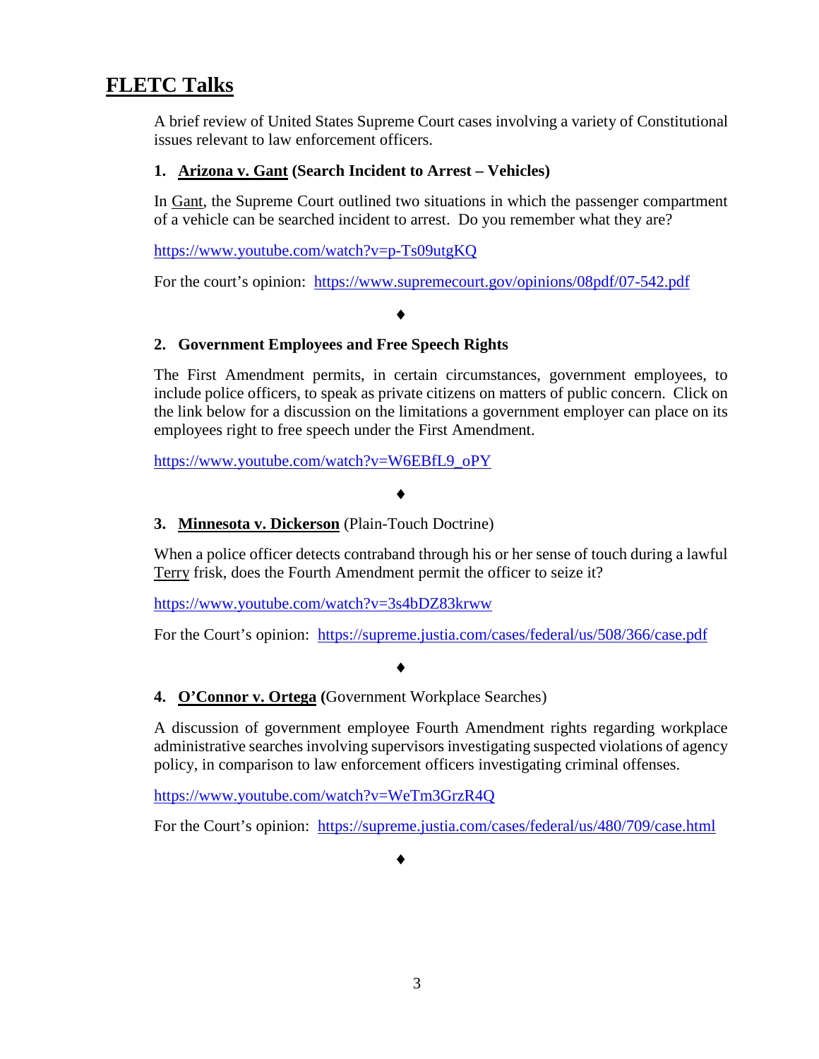## FLETC Talks

A brief review of United States Supreme Court cases involving a variety of Constitutional issues relevant to law enforcement officers.

**1. Arizona v. Gant (Search Incident to Arrest – Vehicles)**

In Gant, the Supreme Court outlined two situations in which the passenger compartment of a vehicle can be searched incident to arrest. Do you remember what they are?

https://www.youtube.com/watch?v=p-Ts09utgKQ

For the court's opinion: https://www.supremecourt.gov/opinions/08pdf/07-542.pdf

♦

**2. Government Employees and Free Speech Rights**

The First Amendment permits, in certain circumstances, government employees, to include police officers, to speak as private citizens on matters of public concern. Click on the link below for a discussion on the limitations a government employer can place on its employees right to free speech under the First Amendment.

https://www.youtube.com/watch?v=W6EBfL9_oPY

♦

**3. Minnesota v. Dickerson** (Plain-Touch Doctrine)

When a police officer detects contraband through his or her sense of touch during a lawful Terry frisk, does the Fourth Amendment permit the officer to seize it?

https://www.youtube.com/watch?v=3s4bDZ83krww

For the Court's opinion: https://supreme.justia.com/cases/federal/us/508/366/case.pdf

♦

**4. O'Connor v. Ortega (**Government Workplace Searches)

A discussion of government employee Fourth Amendment rights regarding workplace administrative searches involving supervisors investigating suspected violations of agency policy, in comparison to law enforcement officers investigating criminal offenses.

https://www.youtube.com/watch?v=WeTm3GrzR4Q

For the Court's opinion: https://supreme.justia.com/cases/federal/us/480/709/case.html

♦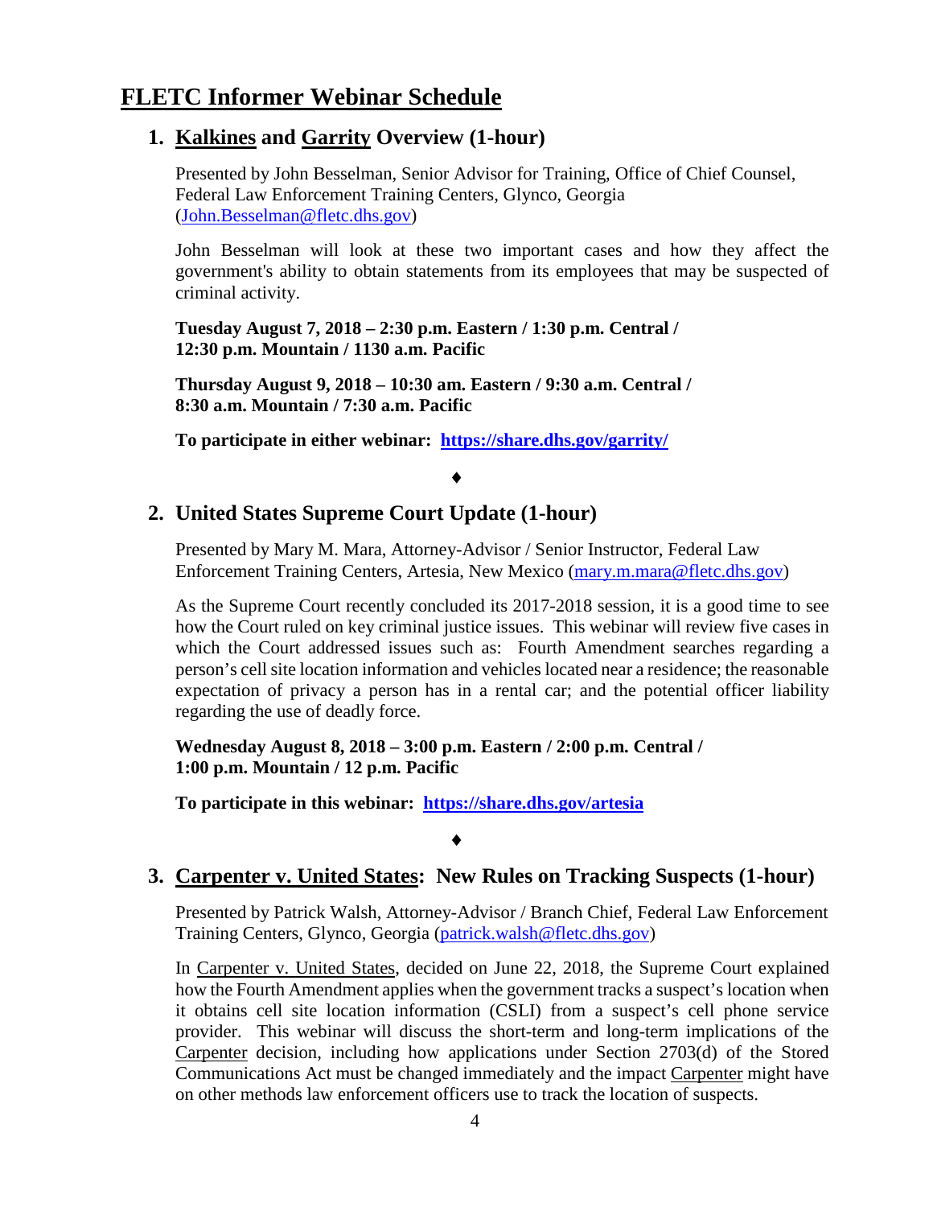# FLETC Informer Webinar Schedule

## 1. Kalkines and Garrity Overview (1-hour)

Presented by John Besselman, Senior Advisor for Training, Office of Chief Counsel, Federal Law Enforcement Training Centers, Glynco, Georgia (John.Besselman@fletc.dhs.gov)

John Besselman will look at these two important cases and how they affect the government's ability to obtain statements from its employees that may be suspected of criminal activity.

**Tuesday August 7, 2018 – 2:30 p.m. Eastern / 1:30 p.m. Central / 12:30 p.m. Mountain / 1130 a.m. Pacific**

**Thursday August 9, 2018 – 10:30 am. Eastern / 9:30 a.m. Central / 8:30 a.m. Mountain / 7:30 a.m. Pacific**

**To participate in either webinar: https://share.dhs.gov/garrity/**

♦

## 2. United States Supreme Court Update (1-hour)

Presented by Mary M. Mara, Attorney-Advisor / Senior Instructor, Federal Law Enforcement Training Centers, Artesia, New Mexico (mary.m.mara@fletc.dhs.gov)

As the Supreme Court recently concluded its 2017-2018 session, it is a good time to see how the Court ruled on key criminal justice issues. This webinar will review five cases in which the Court addressed issues such as: Fourth Amendment searches regarding a person's cell site location information and vehicles located near a residence; the reasonable expectation of privacy a person has in a rental car; and the potential officer liability regarding the use of deadly force.

**Wednesday August 8, 2018 – 3:00 p.m. Eastern / 2:00 p.m. Central / 1:00 p.m. Mountain / 12 p.m. Pacific**

**To participate in this webinar: https://share.dhs.gov/artesia**

♦

## 3. Carpenter v. United States: New Rules on Tracking Suspects (1-hour)

Presented by Patrick Walsh, Attorney-Advisor / Branch Chief, Federal Law Enforcement Training Centers, Glynco, Georgia (patrick.walsh@fletc.dhs.gov)

In Carpenter v. United States, decided on June 22, 2018, the Supreme Court explained how the Fourth Amendment applies when the government tracks a suspect's location when it obtains cell site location information (CSLI) from a suspect's cell phone service provider. This webinar will discuss the short-term and long-term implications of the Carpenter decision, including how applications under Section 2703(d) of the Stored Communications Act must be changed immediately and the impact Carpenter might have on other methods law enforcement officers use to track the location of suspects.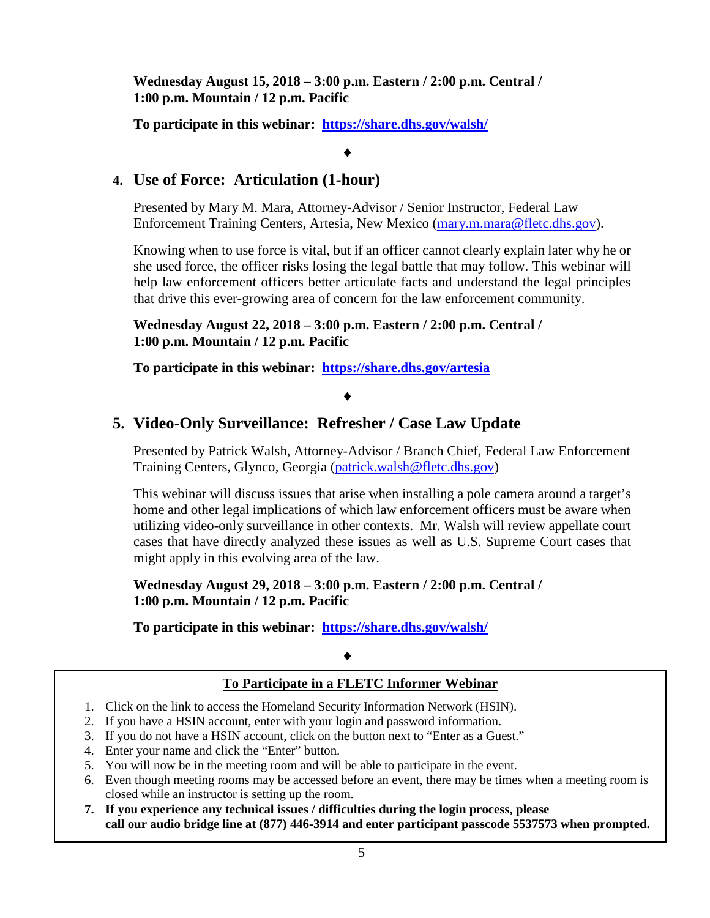**Wednesday August 15, 2018 – 3:00 p.m. Eastern / 2:00 p.m. Central / 1:00 p.m. Mountain / 12 p.m. Pacific**

**To participate in this webinar: [https://share.dhs.gov/walsh/](https://share.dhs.gov/walsh/)**

♦

## 4. Use of Force: Articulation (1-hour)

Presented by Mary M. Mara, Attorney-Advisor / Senior Instructor, Federal Law Enforcement Training Centers, Artesia, New Mexico (mary.m.mara@fletc.dhs.gov).

Knowing when to use force is vital, but if an officer cannot clearly explain later why he or she used force, the officer risks losing the legal battle that may follow. This webinar will help law enforcement officers better articulate facts and understand the legal principles that drive this ever-growing area of concern for the law enforcement community.

**Wednesday August 22, 2018 – 3:00 p.m. Eastern / 2:00 p.m. Central / 1:00 p.m. Mountain / 12 p.m. Pacific**

**To participate in this webinar: [https://share.dhs.gov/artesia](https://share.dhs.gov/artesia)**

♦

## 5. Video-Only Surveillance: Refresher / Case Law Update

Presented by Patrick Walsh, Attorney-Advisor / Branch Chief, Federal Law Enforcement Training Centers, Glynco, Georgia (patrick.walsh@fletc.dhs.gov)

This webinar will discuss issues that arise when installing a pole camera around a target's home and other legal implications of which law enforcement officers must be aware when utilizing video-only surveillance in other contexts. Mr. Walsh will review appellate court cases that have directly analyzed these issues as well as U.S. Supreme Court cases that might apply in this evolving area of the law.

**Wednesday August 29, 2018 – 3:00 p.m. Eastern / 2:00 p.m. Central / 1:00 p.m. Mountain / 12 p.m. Pacific**

**To participate in this webinar: [https://share.dhs.gov/walsh/](https://share.dhs.gov/walsh/)**

♦

**To Participate in a FLETC Informer Webinar**

1. Click on the link to access the Homeland Security Information Network (HSIN).
2. If you have a HSIN account, enter with your login and password information.
3. If you do not have a HSIN account, click on the button next to "Enter as a Guest."
4. Enter your name and click the "Enter" button.
5. You will now be in the meeting room and will be able to participate in the event.
6. Even though meeting rooms may be accessed before an event, there may be times when a meeting room is closed while an instructor is setting up the room.
7. **If you experience any technical issues / difficulties during the login process, please call our audio bridge line at (877) 446-3914 and enter participant passcode 5537573 when prompted.**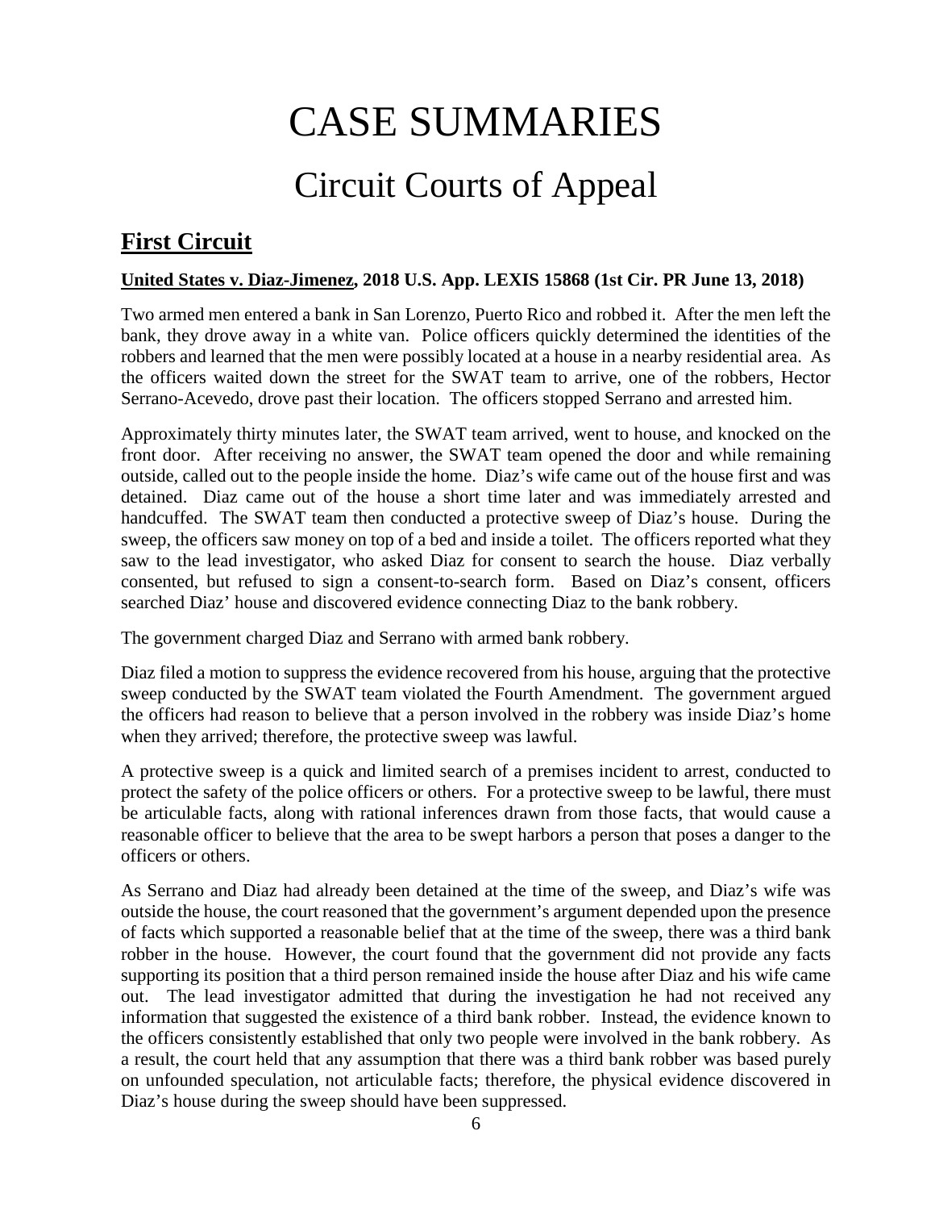# CASE SUMMARIES

## Circuit Courts of Appeal

## **First Circuit**

**United States v. Diaz-Jimenez, 2018 U.S. App. LEXIS 15868 (1st Cir. PR June 13, 2018)**

Two armed men entered a bank in San Lorenzo, Puerto Rico and robbed it. After the men left the bank, they drove away in a white van. Police officers quickly determined the identities of the robbers and learned that the men were possibly located at a house in a nearby residential area. As the officers waited down the street for the SWAT team to arrive, one of the robbers, Hector Serrano-Acevedo, drove past their location. The officers stopped Serrano and arrested him.

Approximately thirty minutes later, the SWAT team arrived, went to house, and knocked on the front door. After receiving no answer, the SWAT team opened the door and while remaining outside, called out to the people inside the home. Diaz's wife came out of the house first and was detained. Diaz came out of the house a short time later and was immediately arrested and handcuffed. The SWAT team then conducted a protective sweep of Diaz's house. During the sweep, the officers saw money on top of a bed and inside a toilet. The officers reported what they saw to the lead investigator, who asked Diaz for consent to search the house. Diaz verbally consented, but refused to sign a consent-to-search form. Based on Diaz's consent, officers searched Diaz' house and discovered evidence connecting Diaz to the bank robbery.

The government charged Diaz and Serrano with armed bank robbery.

Diaz filed a motion to suppress the evidence recovered from his house, arguing that the protective sweep conducted by the SWAT team violated the Fourth Amendment. The government argued the officers had reason to believe that a person involved in the robbery was inside Diaz's home when they arrived; therefore, the protective sweep was lawful.

A protective sweep is a quick and limited search of a premises incident to arrest, conducted to protect the safety of the police officers or others. For a protective sweep to be lawful, there must be articulable facts, along with rational inferences drawn from those facts, that would cause a reasonable officer to believe that the area to be swept harbors a person that poses a danger to the officers or others.

As Serrano and Diaz had already been detained at the time of the sweep, and Diaz's wife was outside the house, the court reasoned that the government's argument depended upon the presence of facts which supported a reasonable belief that at the time of the sweep, there was a third bank robber in the house. However, the court found that the government did not provide any facts supporting its position that a third person remained inside the house after Diaz and his wife came out. The lead investigator admitted that during the investigation he had not received any information that suggested the existence of a third bank robber. Instead, the evidence known to the officers consistently established that only two people were involved in the bank robbery. As a result, the court held that any assumption that there was a third bank robber was based purely on unfounded speculation, not articulable facts; therefore, the physical evidence discovered in Diaz's house during the sweep should have been suppressed.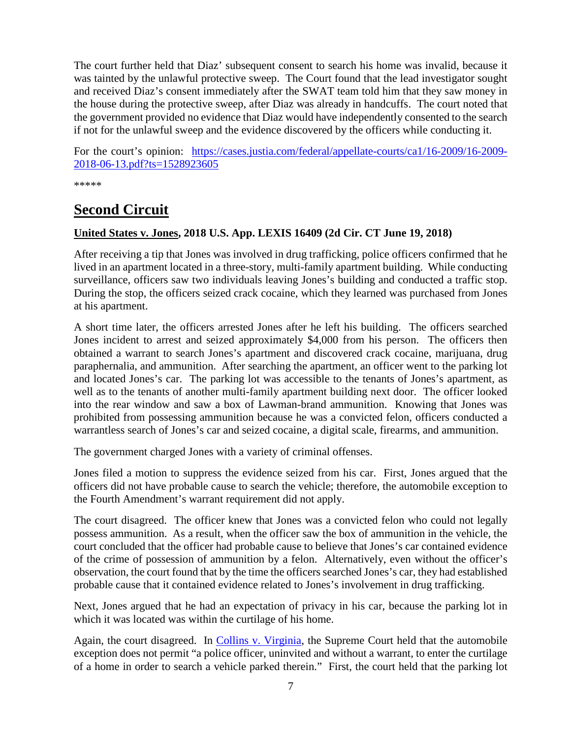The court further held that Diaz' subsequent consent to search his home was invalid, because it was tainted by the unlawful protective sweep. The Court found that the lead investigator sought and received Diaz's consent immediately after the SWAT team told him that they saw money in the house during the protective sweep, after Diaz was already in handcuffs. The court noted that the government provided no evidence that Diaz would have independently consented to the search if not for the unlawful sweep and the evidence discovered by the officers while conducting it.

For the court's opinion: [https://cases.justia.com/federal/appellate-courts/ca1/16-2009/16-2009-2018-06-13.pdf?ts=1528923605](https://cases.justia.com/federal/appellate-courts/ca1/16-2009/16-2009-2018-06-13.pdf?ts=1528923605)

*****

## Second Circuit

**United States v. Jones, 2018 U.S. App. LEXIS 16409 (2d Cir. CT June 19, 2018)**

After receiving a tip that Jones was involved in drug trafficking, police officers confirmed that he lived in an apartment located in a three-story, multi-family apartment building. While conducting surveillance, officers saw two individuals leaving Jones's building and conducted a traffic stop. During the stop, the officers seized crack cocaine, which they learned was purchased from Jones at his apartment.

A short time later, the officers arrested Jones after he left his building. The officers searched Jones incident to arrest and seized approximately $4,000 from his person. The officers then obtained a warrant to search Jones's apartment and discovered crack cocaine, marijuana, drug paraphernalia, and ammunition. After searching the apartment, an officer went to the parking lot and located Jones's car. The parking lot was accessible to the tenants of Jones's apartment, as well as to the tenants of another multi-family apartment building next door. The officer looked into the rear window and saw a box of Lawman-brand ammunition. Knowing that Jones was prohibited from possessing ammunition because he was a convicted felon, officers conducted a warrantless search of Jones's car and seized cocaine, a digital scale, firearms, and ammunition.

The government charged Jones with a variety of criminal offenses.

Jones filed a motion to suppress the evidence seized from his car. First, Jones argued that the officers did not have probable cause to search the vehicle; therefore, the automobile exception to the Fourth Amendment's warrant requirement did not apply.

The court disagreed. The officer knew that Jones was a convicted felon who could not legally possess ammunition. As a result, when the officer saw the box of ammunition in the vehicle, the court concluded that the officer had probable cause to believe that Jones's car contained evidence of the crime of possession of ammunition by a felon. Alternatively, even without the officer's observation, the court found that by the time the officers searched Jones's car, they had established probable cause that it contained evidence related to Jones's involvement in drug trafficking.

Next, Jones argued that he had an expectation of privacy in his car, because the parking lot in which it was located was within the curtilage of his home.

Again, the court disagreed. In Collins v. Virginia, the Supreme Court held that the automobile exception does not permit "a police officer, uninvited and without a warrant, to enter the curtilage of a home in order to search a vehicle parked therein." First, the court held that the parking lot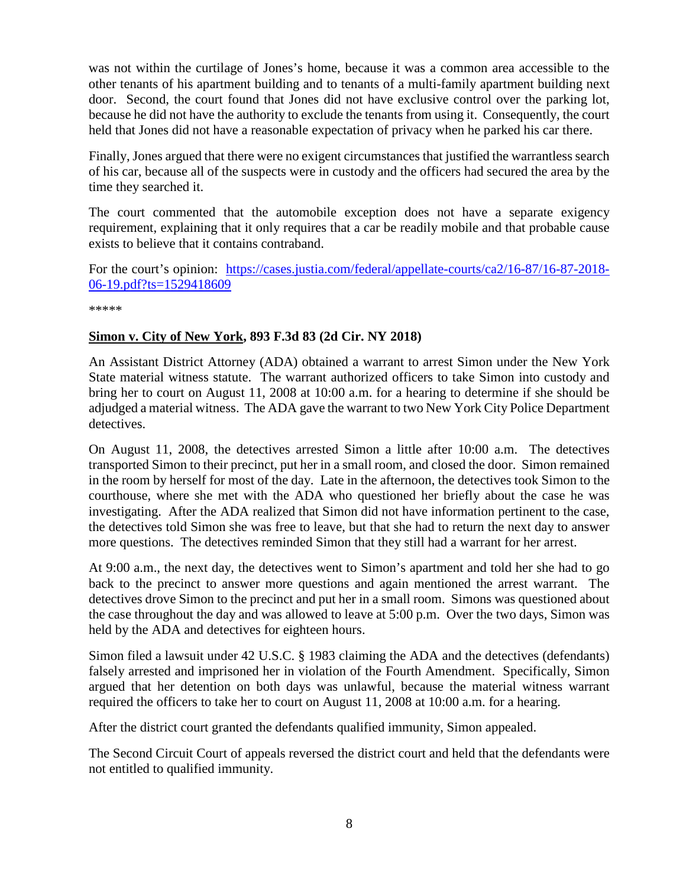was not within the curtilage of Jones's home, because it was a common area accessible to the other tenants of his apartment building and to tenants of a multi-family apartment building next door. Second, the court found that Jones did not have exclusive control over the parking lot, because he did not have the authority to exclude the tenants from using it. Consequently, the court held that Jones did not have a reasonable expectation of privacy when he parked his car there.

Finally, Jones argued that there were no exigent circumstances that justified the warrantless search of his car, because all of the suspects were in custody and the officers had secured the area by the time they searched it.

The court commented that the automobile exception does not have a separate exigency requirement, explaining that it only requires that a car be readily mobile and that probable cause exists to believe that it contains contraband.

For the court's opinion: [https://cases.justia.com/federal/appellate-courts/ca2/16-87/16-87-2018-06-19.pdf?ts=1529418609](https://cases.justia.com/federal/appellate-courts/ca2/16-87/16-87-2018-06-19.pdf?ts=1529418609)

*****

**Simon v. City of New York, 893 F.3d 83 (2d Cir. NY 2018)**

An Assistant District Attorney (ADA) obtained a warrant to arrest Simon under the New York State material witness statute. The warrant authorized officers to take Simon into custody and bring her to court on August 11, 2008 at 10:00 a.m. for a hearing to determine if she should be adjudged a material witness. The ADA gave the warrant to two New York City Police Department detectives.

On August 11, 2008, the detectives arrested Simon a little after 10:00 a.m. The detectives transported Simon to their precinct, put her in a small room, and closed the door. Simon remained in the room by herself for most of the day. Late in the afternoon, the detectives took Simon to the courthouse, where she met with the ADA who questioned her briefly about the case he was investigating. After the ADA realized that Simon did not have information pertinent to the case, the detectives told Simon she was free to leave, but that she had to return the next day to answer more questions. The detectives reminded Simon that they still had a warrant for her arrest.

At 9:00 a.m., the next day, the detectives went to Simon's apartment and told her she had to go back to the precinct to answer more questions and again mentioned the arrest warrant. The detectives drove Simon to the precinct and put her in a small room. Simons was questioned about the case throughout the day and was allowed to leave at 5:00 p.m. Over the two days, Simon was held by the ADA and detectives for eighteen hours.

Simon filed a lawsuit under 42 U.S.C. § 1983 claiming the ADA and the detectives (defendants) falsely arrested and imprisoned her in violation of the Fourth Amendment. Specifically, Simon argued that her detention on both days was unlawful, because the material witness warrant required the officers to take her to court on August 11, 2008 at 10:00 a.m. for a hearing.

After the district court granted the defendants qualified immunity, Simon appealed.

The Second Circuit Court of appeals reversed the district court and held that the defendants were not entitled to qualified immunity.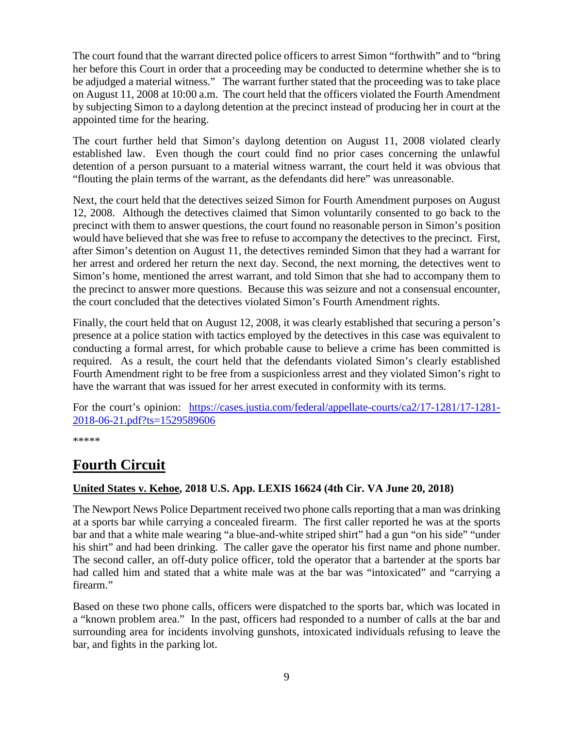The court found that the warrant directed police officers to arrest Simon "forthwith" and to "bring her before this Court in order that a proceeding may be conducted to determine whether she is to be adjudged a material witness." The warrant further stated that the proceeding was to take place on August 11, 2008 at 10:00 a.m. The court held that the officers violated the Fourth Amendment by subjecting Simon to a daylong detention at the precinct instead of producing her in court at the appointed time for the hearing.

The court further held that Simon's daylong detention on August 11, 2008 violated clearly established law. Even though the court could find no prior cases concerning the unlawful detention of a person pursuant to a material witness warrant, the court held it was obvious that "flouting the plain terms of the warrant, as the defendants did here" was unreasonable.

Next, the court held that the detectives seized Simon for Fourth Amendment purposes on August 12, 2008. Although the detectives claimed that Simon voluntarily consented to go back to the precinct with them to answer questions, the court found no reasonable person in Simon's position would have believed that she was free to refuse to accompany the detectives to the precinct. First, after Simon's detention on August 11, the detectives reminded Simon that they had a warrant for her arrest and ordered her return the next day. Second, the next morning, the detectives went to Simon's home, mentioned the arrest warrant, and told Simon that she had to accompany them to the precinct to answer more questions. Because this was seizure and not a consensual encounter, the court concluded that the detectives violated Simon's Fourth Amendment rights.

Finally, the court held that on August 12, 2008, it was clearly established that securing a person's presence at a police station with tactics employed by the detectives in this case was equivalent to conducting a formal arrest, for which probable cause to believe a crime has been committed is required. As a result, the court held that the defendants violated Simon's clearly established Fourth Amendment right to be free from a suspicionless arrest and they violated Simon's right to have the warrant that was issued for her arrest executed in conformity with its terms.

For the court's opinion: [https://cases.justia.com/federal/appellate-courts/ca2/17-1281/17-1281-2018-06-21.pdf?ts=1529589606](https://cases.justia.com/federal/appellate-courts/ca2/17-1281/17-1281-2018-06-21.pdf?ts=1529589606)

*****

# Fourth Circuit

### United States v. Kehoe, 2018 U.S. App. LEXIS 16624 (4th Cir. VA June 20, 2018)

The Newport News Police Department received two phone calls reporting that a man was drinking at a sports bar while carrying a concealed firearm. The first caller reported he was at the sports bar and that a white male wearing "a blue-and-white striped shirt" had a gun "on his side" "under his shirt" and had been drinking. The caller gave the operator his first name and phone number. The second caller, an off-duty police officer, told the operator that a bartender at the sports bar had called him and stated that a white male was at the bar was "intoxicated" and "carrying a firearm."

Based on these two phone calls, officers were dispatched to the sports bar, which was located in a "known problem area." In the past, officers had responded to a number of calls at the bar and surrounding area for incidents involving gunshots, intoxicated individuals refusing to leave the bar, and fights in the parking lot.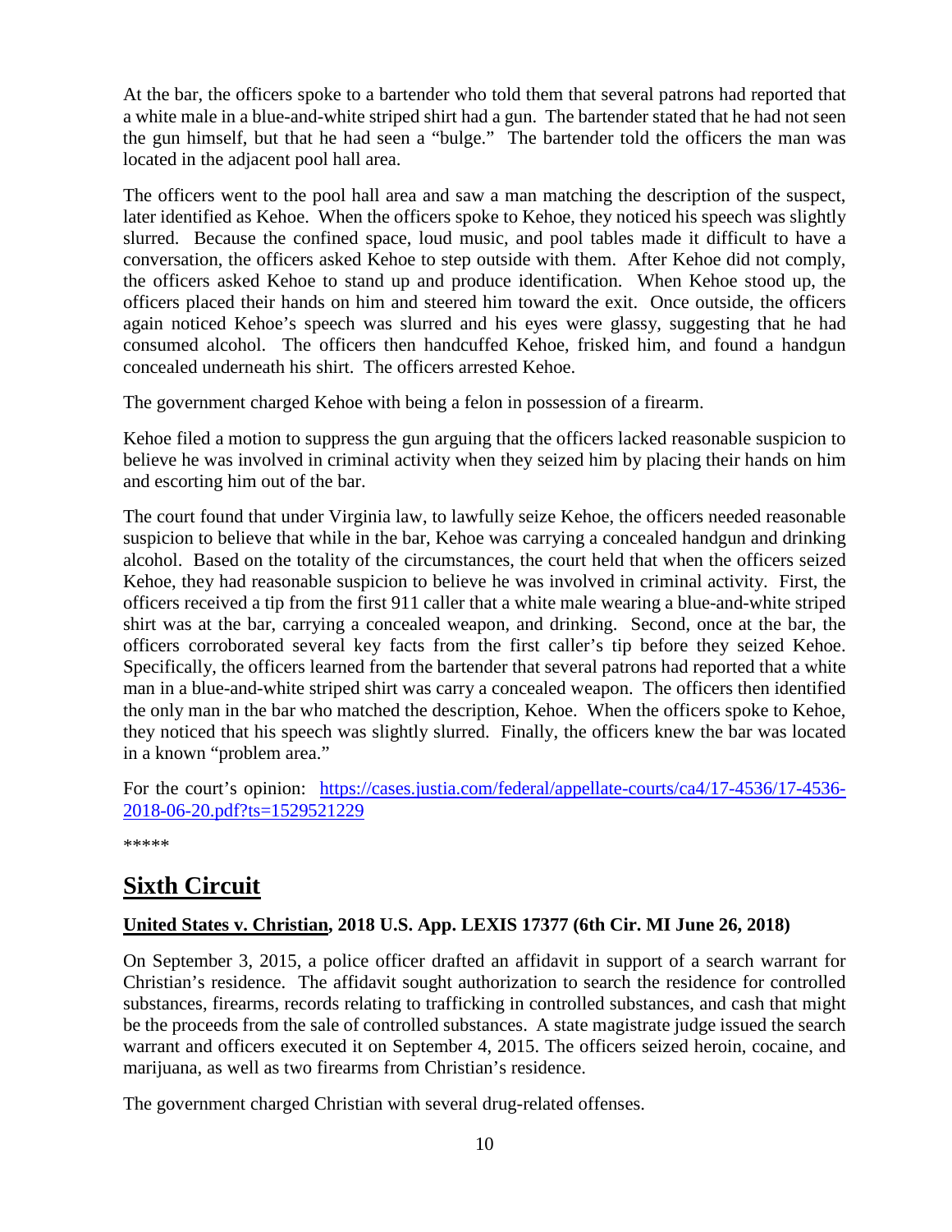At the bar, the officers spoke to a bartender who told them that several patrons had reported that a white male in a blue-and-white striped shirt had a gun. The bartender stated that he had not seen the gun himself, but that he had seen a "bulge." The bartender told the officers the man was located in the adjacent pool hall area.

The officers went to the pool hall area and saw a man matching the description of the suspect, later identified as Kehoe. When the officers spoke to Kehoe, they noticed his speech was slightly slurred. Because the confined space, loud music, and pool tables made it difficult to have a conversation, the officers asked Kehoe to step outside with them. After Kehoe did not comply, the officers asked Kehoe to stand up and produce identification. When Kehoe stood up, the officers placed their hands on him and steered him toward the exit. Once outside, the officers again noticed Kehoe's speech was slurred and his eyes were glassy, suggesting that he had consumed alcohol. The officers then handcuffed Kehoe, frisked him, and found a handgun concealed underneath his shirt. The officers arrested Kehoe.

The government charged Kehoe with being a felon in possession of a firearm.

Kehoe filed a motion to suppress the gun arguing that the officers lacked reasonable suspicion to believe he was involved in criminal activity when they seized him by placing their hands on him and escorting him out of the bar.

The court found that under Virginia law, to lawfully seize Kehoe, the officers needed reasonable suspicion to believe that while in the bar, Kehoe was carrying a concealed handgun and drinking alcohol. Based on the totality of the circumstances, the court held that when the officers seized Kehoe, they had reasonable suspicion to believe he was involved in criminal activity. First, the officers received a tip from the first 911 caller that a white male wearing a blue-and-white striped shirt was at the bar, carrying a concealed weapon, and drinking. Second, once at the bar, the officers corroborated several key facts from the first caller's tip before they seized Kehoe. Specifically, the officers learned from the bartender that several patrons had reported that a white man in a blue-and-white striped shirt was carry a concealed weapon. The officers then identified the only man in the bar who matched the description, Kehoe. When the officers spoke to Kehoe, they noticed that his speech was slightly slurred. Finally, the officers knew the bar was located in a known "problem area."

For the court's opinion: [https://cases.justia.com/federal/appellate-courts/ca4/17-4536/17-4536-2018-06-20.pdf?ts=1529521229](https://cases.justia.com/federal/appellate-courts/ca4/17-4536/17-4536-2018-06-20.pdf?ts=1529521229)

*****

## Sixth Circuit

**United States v. Christian, 2018 U.S. App. LEXIS 17377 (6th Cir. MI June 26, 2018)**

On September 3, 2015, a police officer drafted an affidavit in support of a search warrant for Christian's residence. The affidavit sought authorization to search the residence for controlled substances, firearms, records relating to trafficking in controlled substances, and cash that might be the proceeds from the sale of controlled substances. A state magistrate judge issued the search warrant and officers executed it on September 4, 2015. The officers seized heroin, cocaine, and marijuana, as well as two firearms from Christian's residence.

The government charged Christian with several drug-related offenses.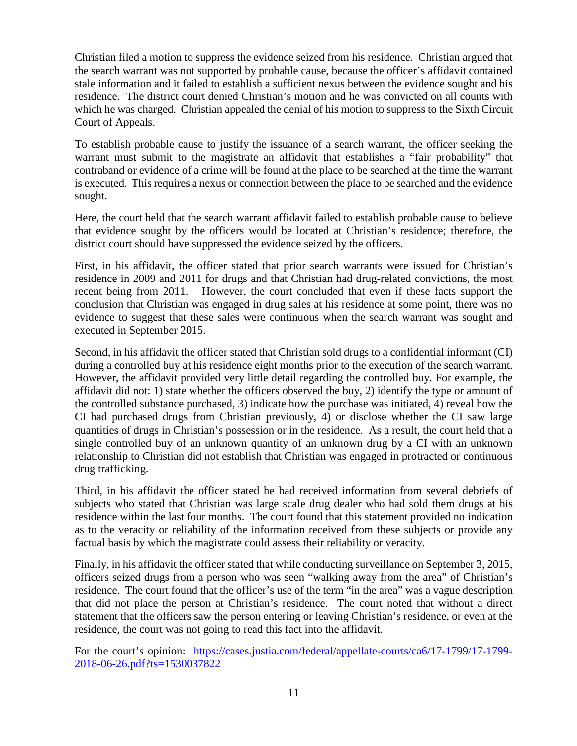Christian filed a motion to suppress the evidence seized from his residence. Christian argued that the search warrant was not supported by probable cause, because the officer's affidavit contained stale information and it failed to establish a sufficient nexus between the evidence sought and his residence. The district court denied Christian's motion and he was convicted on all counts with which he was charged. Christian appealed the denial of his motion to suppress to the Sixth Circuit Court of Appeals.

To establish probable cause to justify the issuance of a search warrant, the officer seeking the warrant must submit to the magistrate an affidavit that establishes a "fair probability" that contraband or evidence of a crime will be found at the place to be searched at the time the warrant is executed. This requires a nexus or connection between the place to be searched and the evidence sought.

Here, the court held that the search warrant affidavit failed to establish probable cause to believe that evidence sought by the officers would be located at Christian's residence; therefore, the district court should have suppressed the evidence seized by the officers.

First, in his affidavit, the officer stated that prior search warrants were issued for Christian's residence in 2009 and 2011 for drugs and that Christian had drug-related convictions, the most recent being from 2011. However, the court concluded that even if these facts support the conclusion that Christian was engaged in drug sales at his residence at some point, there was no evidence to suggest that these sales were continuous when the search warrant was sought and executed in September 2015.

Second, in his affidavit the officer stated that Christian sold drugs to a confidential informant (CI) during a controlled buy at his residence eight months prior to the execution of the search warrant. However, the affidavit provided very little detail regarding the controlled buy. For example, the affidavit did not: 1) state whether the officers observed the buy, 2) identify the type or amount of the controlled substance purchased, 3) indicate how the purchase was initiated, 4) reveal how the CI had purchased drugs from Christian previously, 4) or disclose whether the CI saw large quantities of drugs in Christian's possession or in the residence. As a result, the court held that a single controlled buy of an unknown quantity of an unknown drug by a CI with an unknown relationship to Christian did not establish that Christian was engaged in protracted or continuous drug trafficking.

Third, in his affidavit the officer stated he had received information from several debriefs of subjects who stated that Christian was large scale drug dealer who had sold them drugs at his residence within the last four months. The court found that this statement provided no indication as to the veracity or reliability of the information received from these subjects or provide any factual basis by which the magistrate could assess their reliability or veracity.

Finally, in his affidavit the officer stated that while conducting surveillance on September 3, 2015, officers seized drugs from a person who was seen "walking away from the area" of Christian's residence. The court found that the officer's use of the term "in the area" was a vague description that did not place the person at Christian's residence. The court noted that without a direct statement that the officers saw the person entering or leaving Christian's residence, or even at the residence, the court was not going to read this fact into the affidavit.

For the court's opinion: [https://cases.justia.com/federal/appellate-courts/ca6/17-1799/17-1799-2018-06-26.pdf?ts=1530037822](https://cases.justia.com/federal/appellate-courts/ca6/17-1799/17-1799-2018-06-26.pdf?ts=1530037822)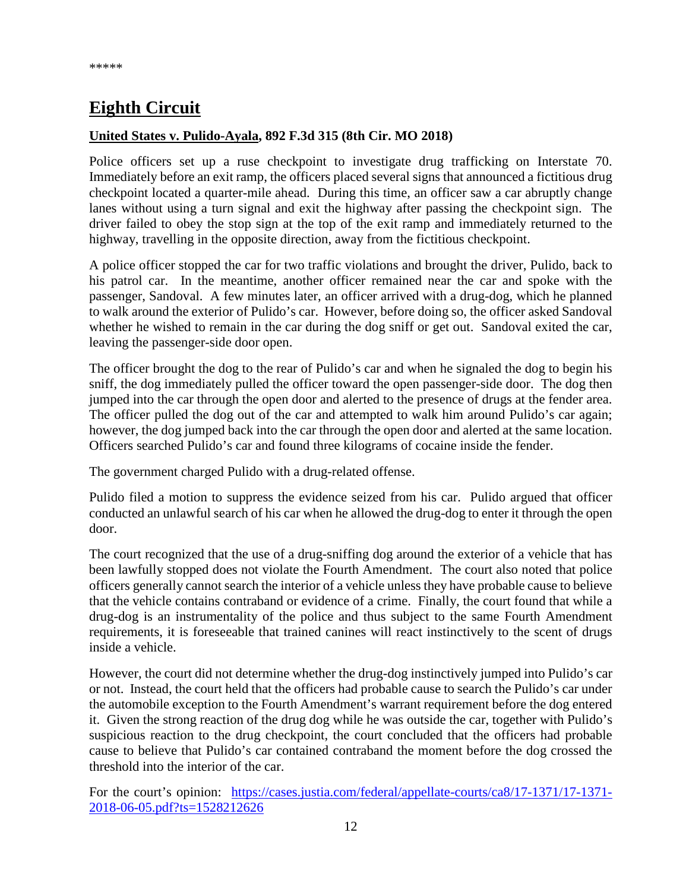*****

## Eighth Circuit

**United States v. Pulido-Ayala, 892 F.3d 315 (8th Cir. MO 2018)**

Police officers set up a ruse checkpoint to investigate drug trafficking on Interstate 70. Immediately before an exit ramp, the officers placed several signs that announced a fictitious drug checkpoint located a quarter-mile ahead. During this time, an officer saw a car abruptly change lanes without using a turn signal and exit the highway after passing the checkpoint sign. The driver failed to obey the stop sign at the top of the exit ramp and immediately returned to the highway, travelling in the opposite direction, away from the fictitious checkpoint.

A police officer stopped the car for two traffic violations and brought the driver, Pulido, back to his patrol car. In the meantime, another officer remained near the car and spoke with the passenger, Sandoval. A few minutes later, an officer arrived with a drug-dog, which he planned to walk around the exterior of Pulido's car. However, before doing so, the officer asked Sandoval whether he wished to remain in the car during the dog sniff or get out. Sandoval exited the car, leaving the passenger-side door open.

The officer brought the dog to the rear of Pulido's car and when he signaled the dog to begin his sniff, the dog immediately pulled the officer toward the open passenger-side door. The dog then jumped into the car through the open door and alerted to the presence of drugs at the fender area. The officer pulled the dog out of the car and attempted to walk him around Pulido's car again; however, the dog jumped back into the car through the open door and alerted at the same location. Officers searched Pulido's car and found three kilograms of cocaine inside the fender.

The government charged Pulido with a drug-related offense.

Pulido filed a motion to suppress the evidence seized from his car. Pulido argued that officer conducted an unlawful search of his car when he allowed the drug-dog to enter it through the open door.

The court recognized that the use of a drug-sniffing dog around the exterior of a vehicle that has been lawfully stopped does not violate the Fourth Amendment. The court also noted that police officers generally cannot search the interior of a vehicle unless they have probable cause to believe that the vehicle contains contraband or evidence of a crime. Finally, the court found that while a drug-dog is an instrumentality of the police and thus subject to the same Fourth Amendment requirements, it is foreseeable that trained canines will react instinctively to the scent of drugs inside a vehicle.

However, the court did not determine whether the drug-dog instinctively jumped into Pulido's car or not. Instead, the court held that the officers had probable cause to search the Pulido's car under the automobile exception to the Fourth Amendment's warrant requirement before the dog entered it. Given the strong reaction of the drug dog while he was outside the car, together with Pulido's suspicious reaction to the drug checkpoint, the court concluded that the officers had probable cause to believe that Pulido's car contained contraband the moment before the dog crossed the threshold into the interior of the car.

For the court's opinion: [https://cases.justia.com/federal/appellate-courts/ca8/17-1371/17-1371-2018-06-05.pdf?ts=1528212626](https://cases.justia.com/federal/appellate-courts/ca8/17-1371/17-1371-2018-06-05.pdf?ts=1528212626)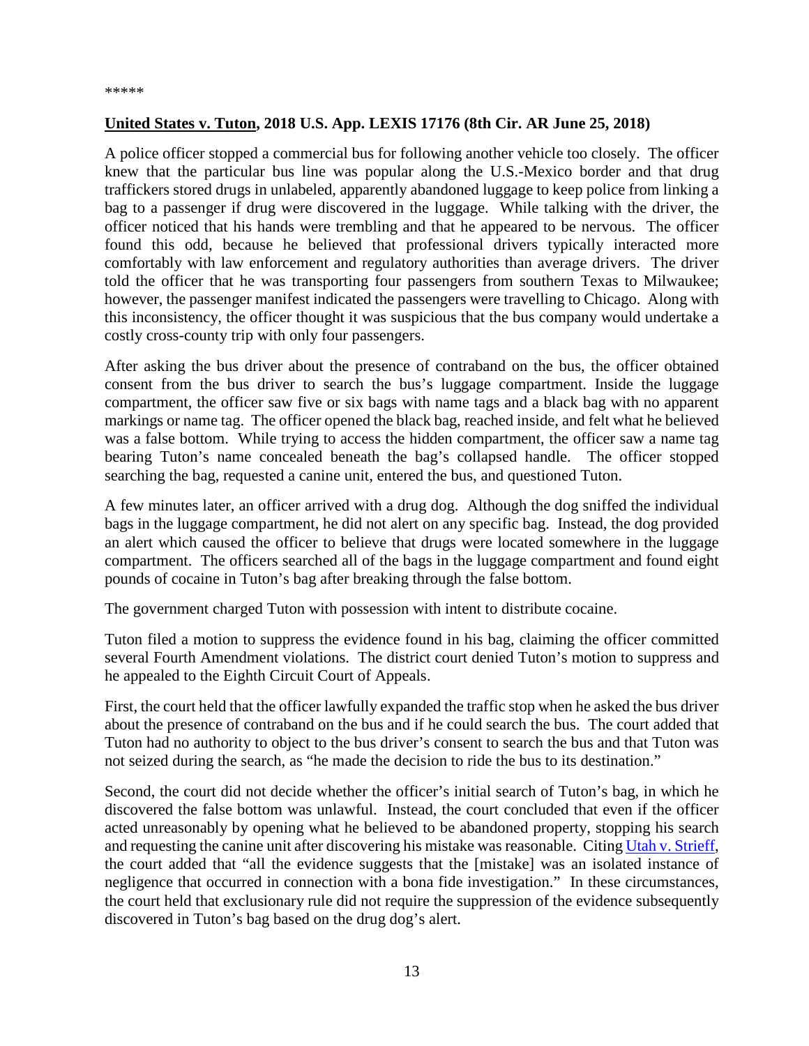*****

**United States v. Tuton, 2018 U.S. App. LEXIS 17176 (8th Cir. AR June 25, 2018)**

A police officer stopped a commercial bus for following another vehicle too closely. The officer knew that the particular bus line was popular along the U.S.-Mexico border and that drug traffickers stored drugs in unlabeled, apparently abandoned luggage to keep police from linking a bag to a passenger if drug were discovered in the luggage. While talking with the driver, the officer noticed that his hands were trembling and that he appeared to be nervous. The officer found this odd, because he believed that professional drivers typically interacted more comfortably with law enforcement and regulatory authorities than average drivers. The driver told the officer that he was transporting four passengers from southern Texas to Milwaukee; however, the passenger manifest indicated the passengers were travelling to Chicago. Along with this inconsistency, the officer thought it was suspicious that the bus company would undertake a costly cross-county trip with only four passengers.

After asking the bus driver about the presence of contraband on the bus, the officer obtained consent from the bus driver to search the bus's luggage compartment. Inside the luggage compartment, the officer saw five or six bags with name tags and a black bag with no apparent markings or name tag. The officer opened the black bag, reached inside, and felt what he believed was a false bottom. While trying to access the hidden compartment, the officer saw a name tag bearing Tuton's name concealed beneath the bag's collapsed handle. The officer stopped searching the bag, requested a canine unit, entered the bus, and questioned Tuton.

A few minutes later, an officer arrived with a drug dog. Although the dog sniffed the individual bags in the luggage compartment, he did not alert on any specific bag. Instead, the dog provided an alert which caused the officer to believe that drugs were located somewhere in the luggage compartment. The officers searched all of the bags in the luggage compartment and found eight pounds of cocaine in Tuton's bag after breaking through the false bottom.

The government charged Tuton with possession with intent to distribute cocaine.

Tuton filed a motion to suppress the evidence found in his bag, claiming the officer committed several Fourth Amendment violations. The district court denied Tuton's motion to suppress and he appealed to the Eighth Circuit Court of Appeals.

First, the court held that the officer lawfully expanded the traffic stop when he asked the bus driver about the presence of contraband on the bus and if he could search the bus. The court added that Tuton had no authority to object to the bus driver's consent to search the bus and that Tuton was not seized during the search, as "he made the decision to ride the bus to its destination."

Second, the court did not decide whether the officer's initial search of Tuton's bag, in which he discovered the false bottom was unlawful. Instead, the court concluded that even if the officer acted unreasonably by opening what he believed to be abandoned property, stopping his search and requesting the canine unit after discovering his mistake was reasonable. Citing Utah v. Strieff, the court added that "all the evidence suggests that the [mistake] was an isolated instance of negligence that occurred in connection with a bona fide investigation." In these circumstances, the court held that exclusionary rule did not require the suppression of the evidence subsequently discovered in Tuton's bag based on the drug dog's alert.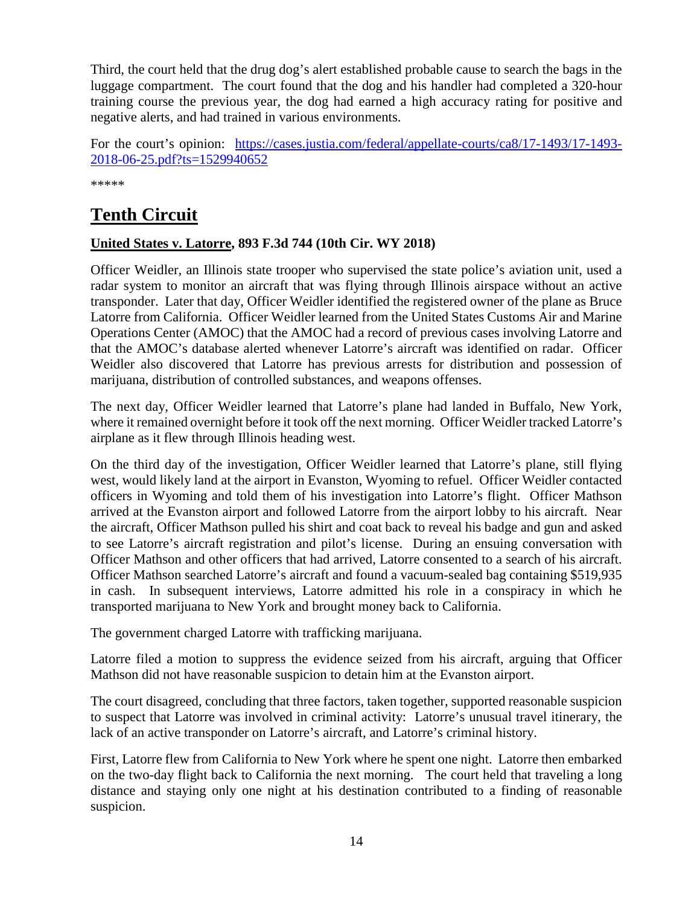Third, the court held that the drug dog's alert established probable cause to search the bags in the luggage compartment. The court found that the dog and his handler had completed a 320-hour training course the previous year, the dog had earned a high accuracy rating for positive and negative alerts, and had trained in various environments.

For the court's opinion: [https://cases.justia.com/federal/appellate-courts/ca8/17-1493/17-1493-2018-06-25.pdf?ts=1529940652](https://cases.justia.com/federal/appellate-courts/ca8/17-1493/17-1493-2018-06-25.pdf?ts=1529940652)

*****

# Tenth Circuit

**United States v. Latorre, 893 F.3d 744 (10th Cir. WY 2018)**

Officer Weidler, an Illinois state trooper who supervised the state police's aviation unit, used a radar system to monitor an aircraft that was flying through Illinois airspace without an active transponder. Later that day, Officer Weidler identified the registered owner of the plane as Bruce Latorre from California. Officer Weidler learned from the United States Customs Air and Marine Operations Center (AMOC) that the AMOC had a record of previous cases involving Latorre and that the AMOC's database alerted whenever Latorre's aircraft was identified on radar. Officer Weidler also discovered that Latorre has previous arrests for distribution and possession of marijuana, distribution of controlled substances, and weapons offenses.

The next day, Officer Weidler learned that Latorre's plane had landed in Buffalo, New York, where it remained overnight before it took off the next morning. Officer Weidler tracked Latorre's airplane as it flew through Illinois heading west.

On the third day of the investigation, Officer Weidler learned that Latorre's plane, still flying west, would likely land at the airport in Evanston, Wyoming to refuel. Officer Weidler contacted officers in Wyoming and told them of his investigation into Latorre's flight. Officer Mathson arrived at the Evanston airport and followed Latorre from the airport lobby to his aircraft. Near the aircraft, Officer Mathson pulled his shirt and coat back to reveal his badge and gun and asked to see Latorre's aircraft registration and pilot's license. During an ensuing conversation with Officer Mathson and other officers that had arrived, Latorre consented to a search of his aircraft. Officer Mathson searched Latorre's aircraft and found a vacuum-sealed bag containing $519,935 in cash. In subsequent interviews, Latorre admitted his role in a conspiracy in which he transported marijuana to New York and brought money back to California.

The government charged Latorre with trafficking marijuana.

Latorre filed a motion to suppress the evidence seized from his aircraft, arguing that Officer Mathson did not have reasonable suspicion to detain him at the Evanston airport.

The court disagreed, concluding that three factors, taken together, supported reasonable suspicion to suspect that Latorre was involved in criminal activity: Latorre's unusual travel itinerary, the lack of an active transponder on Latorre's aircraft, and Latorre's criminal history.

First, Latorre flew from California to New York where he spent one night. Latorre then embarked on the two-day flight back to California the next morning. The court held that traveling a long distance and staying only one night at his destination contributed to a finding of reasonable suspicion.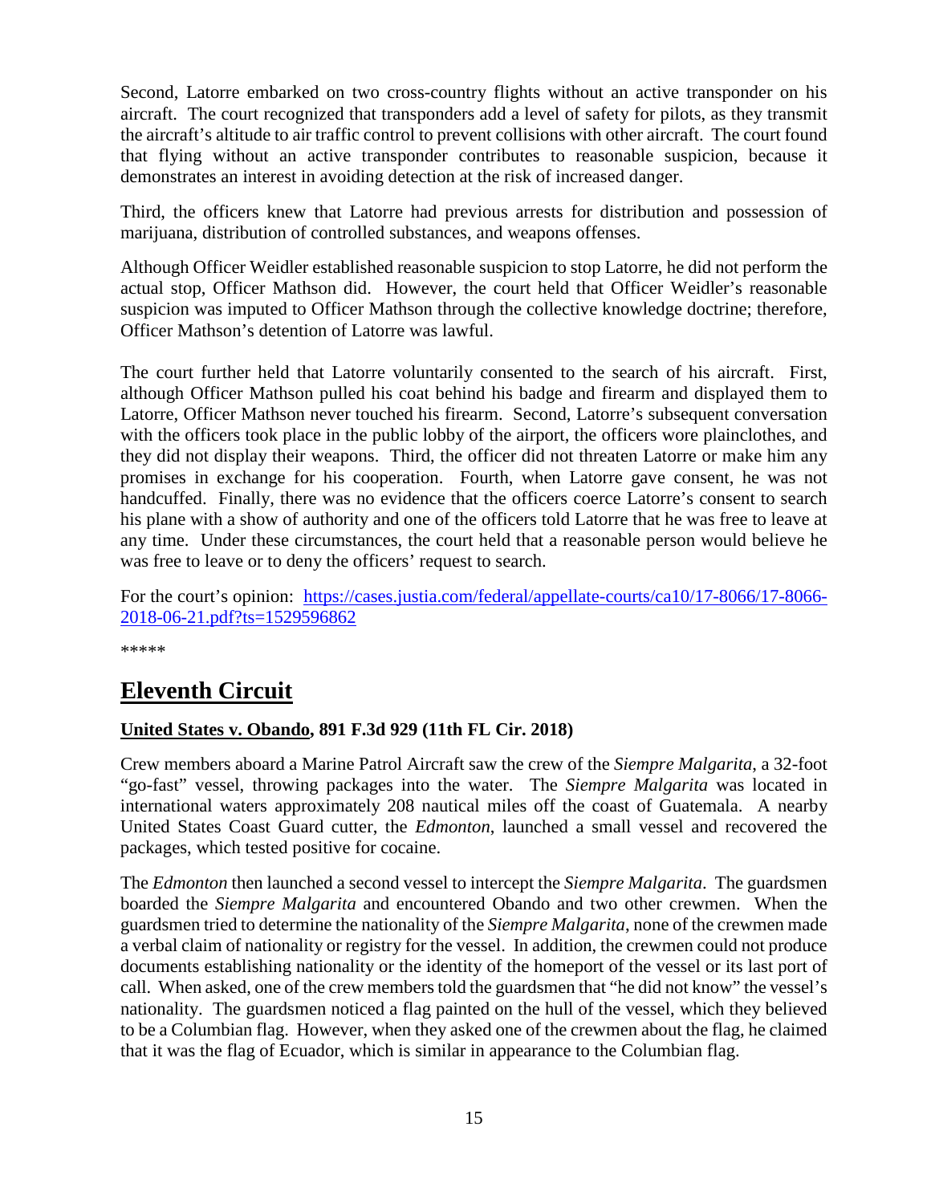Second, Latorre embarked on two cross-country flights without an active transponder on his aircraft. The court recognized that transponders add a level of safety for pilots, as they transmit the aircraft's altitude to air traffic control to prevent collisions with other aircraft. The court found that flying without an active transponder contributes to reasonable suspicion, because it demonstrates an interest in avoiding detection at the risk of increased danger.

Third, the officers knew that Latorre had previous arrests for distribution and possession of marijuana, distribution of controlled substances, and weapons offenses.

Although Officer Weidler established reasonable suspicion to stop Latorre, he did not perform the actual stop, Officer Mathson did. However, the court held that Officer Weidler's reasonable suspicion was imputed to Officer Mathson through the collective knowledge doctrine; therefore, Officer Mathson's detention of Latorre was lawful.

The court further held that Latorre voluntarily consented to the search of his aircraft. First, although Officer Mathson pulled his coat behind his badge and firearm and displayed them to Latorre, Officer Mathson never touched his firearm. Second, Latorre's subsequent conversation with the officers took place in the public lobby of the airport, the officers wore plainclothes, and they did not display their weapons. Third, the officer did not threaten Latorre or make him any promises in exchange for his cooperation. Fourth, when Latorre gave consent, he was not handcuffed. Finally, there was no evidence that the officers coerce Latorre's consent to search his plane with a show of authority and one of the officers told Latorre that he was free to leave at any time. Under these circumstances, the court held that a reasonable person would believe he was free to leave or to deny the officers' request to search.

For the court's opinion: [https://cases.justia.com/federal/appellate-courts/ca10/17-8066/17-8066-2018-06-21.pdf?ts=1529596862](https://cases.justia.com/federal/appellate-courts/ca10/17-8066/17-8066-2018-06-21.pdf?ts=1529596862)

*****

# Eleventh Circuit

**United States v. Obando, 891 F.3d 929 (11th FL Cir. 2018)**

Crew members aboard a Marine Patrol Aircraft saw the crew of the *Siempre Malgarita*, a 32-foot "go-fast" vessel, throwing packages into the water. The *Siempre Malgarita* was located in international waters approximately 208 nautical miles off the coast of Guatemala. A nearby United States Coast Guard cutter, the *Edmonton*, launched a small vessel and recovered the packages, which tested positive for cocaine.

The *Edmonton* then launched a second vessel to intercept the *Siempre Malgarita*. The guardsmen boarded the *Siempre Malgarita* and encountered Obando and two other crewmen. When the guardsmen tried to determine the nationality of the *Siempre Malgarita*, none of the crewmen made a verbal claim of nationality or registry for the vessel. In addition, the crewmen could not produce documents establishing nationality or the identity of the homeport of the vessel or its last port of call. When asked, one of the crew members told the guardsmen that "he did not know" the vessel's nationality. The guardsmen noticed a flag painted on the hull of the vessel, which they believed to be a Columbian flag. However, when they asked one of the crewmen about the flag, he claimed that it was the flag of Ecuador, which is similar in appearance to the Columbian flag.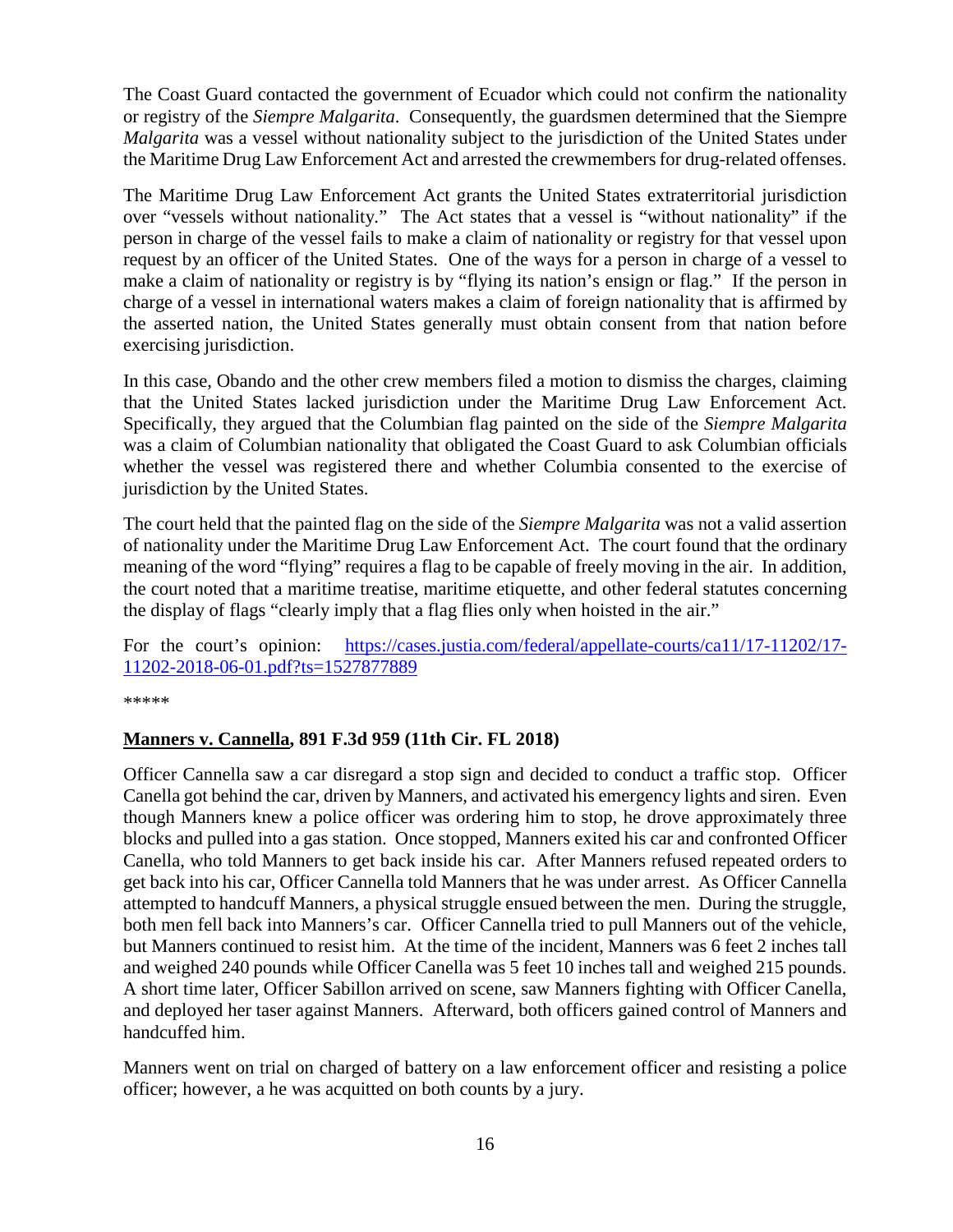The Coast Guard contacted the government of Ecuador which could not confirm the nationality or registry of the *Siempre Malgarita*. Consequently, the guardsmen determined that the Siempre *Malgarita* was a vessel without nationality subject to the jurisdiction of the United States under the Maritime Drug Law Enforcement Act and arrested the crewmembers for drug-related offenses.

The Maritime Drug Law Enforcement Act grants the United States extraterritorial jurisdiction over "vessels without nationality." The Act states that a vessel is "without nationality" if the person in charge of the vessel fails to make a claim of nationality or registry for that vessel upon request by an officer of the United States. One of the ways for a person in charge of a vessel to make a claim of nationality or registry is by "flying its nation's ensign or flag." If the person in charge of a vessel in international waters makes a claim of foreign nationality that is affirmed by the asserted nation, the United States generally must obtain consent from that nation before exercising jurisdiction.

In this case, Obando and the other crew members filed a motion to dismiss the charges, claiming that the United States lacked jurisdiction under the Maritime Drug Law Enforcement Act. Specifically, they argued that the Columbian flag painted on the side of the *Siempre Malgarita* was a claim of Columbian nationality that obligated the Coast Guard to ask Columbian officials whether the vessel was registered there and whether Columbia consented to the exercise of jurisdiction by the United States.

The court held that the painted flag on the side of the *Siempre Malgarita* was not a valid assertion of nationality under the Maritime Drug Law Enforcement Act. The court found that the ordinary meaning of the word "flying" requires a flag to be capable of freely moving in the air. In addition, the court noted that a maritime treatise, maritime etiquette, and other federal statutes concerning the display of flags "clearly imply that a flag flies only when hoisted in the air."

For the court's opinion: [https://cases.justia.com/federal/appellate-courts/ca11/17-11202/17-11202-2018-06-01.pdf?ts=1527877889](https://cases.justia.com/federal/appellate-courts/ca11/17-11202/17-11202-2018-06-01.pdf?ts=1527877889)

*****

**Manners v. Cannella, 891 F.3d 959 (11th Cir. FL 2018)**

Officer Cannella saw a car disregard a stop sign and decided to conduct a traffic stop. Officer Canella got behind the car, driven by Manners, and activated his emergency lights and siren. Even though Manners knew a police officer was ordering him to stop, he drove approximately three blocks and pulled into a gas station. Once stopped, Manners exited his car and confronted Officer Canella, who told Manners to get back inside his car. After Manners refused repeated orders to get back into his car, Officer Cannella told Manners that he was under arrest. As Officer Cannella attempted to handcuff Manners, a physical struggle ensued between the men. During the struggle, both men fell back into Manners's car. Officer Cannella tried to pull Manners out of the vehicle, but Manners continued to resist him. At the time of the incident, Manners was 6 feet 2 inches tall and weighed 240 pounds while Officer Canella was 5 feet 10 inches tall and weighed 215 pounds. A short time later, Officer Sabillon arrived on scene, saw Manners fighting with Officer Canella, and deployed her taser against Manners. Afterward, both officers gained control of Manners and handcuffed him.

Manners went on trial on charged of battery on a law enforcement officer and resisting a police officer; however, a he was acquitted on both counts by a jury.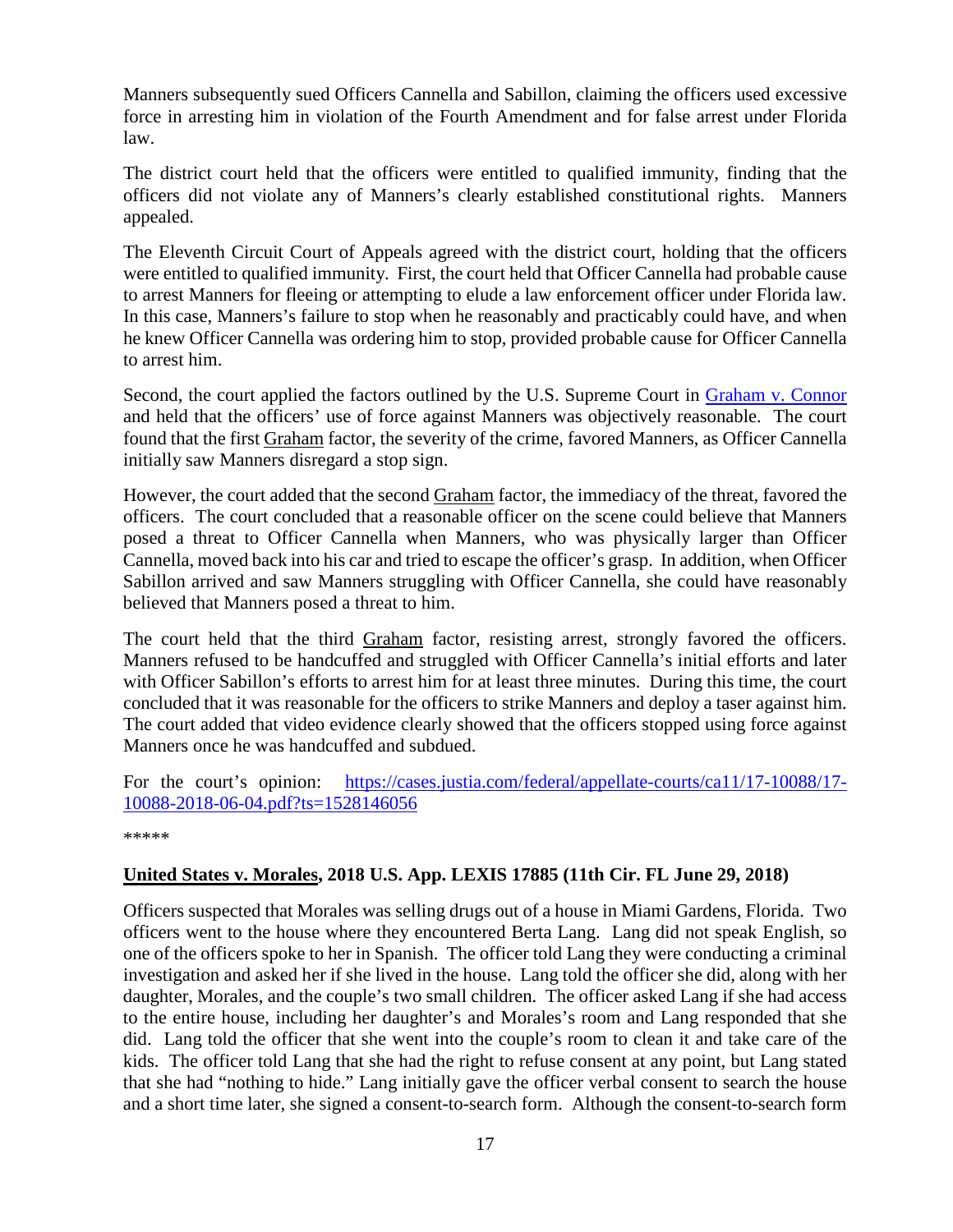Manners subsequently sued Officers Cannella and Sabillon, claiming the officers used excessive force in arresting him in violation of the Fourth Amendment and for false arrest under Florida law.

The district court held that the officers were entitled to qualified immunity, finding that the officers did not violate any of Manners's clearly established constitutional rights. Manners appealed.

The Eleventh Circuit Court of Appeals agreed with the district court, holding that the officers were entitled to qualified immunity. First, the court held that Officer Cannella had probable cause to arrest Manners for fleeing or attempting to elude a law enforcement officer under Florida law. In this case, Manners's failure to stop when he reasonably and practicably could have, and when he knew Officer Cannella was ordering him to stop, provided probable cause for Officer Cannella to arrest him.

Second, the court applied the factors outlined by the U.S. Supreme Court in [Graham v. Connor]() and held that the officers' use of force against Manners was objectively reasonable. The court found that the first Graham factor, the severity of the crime, favored Manners, as Officer Cannella initially saw Manners disregard a stop sign.

However, the court added that the second Graham factor, the immediacy of the threat, favored the officers. The court concluded that a reasonable officer on the scene could believe that Manners posed a threat to Officer Cannella when Manners, who was physically larger than Officer Cannella, moved back into his car and tried to escape the officer's grasp. In addition, when Officer Sabillon arrived and saw Manners struggling with Officer Cannella, she could have reasonably believed that Manners posed a threat to him.

The court held that the third Graham factor, resisting arrest, strongly favored the officers. Manners refused to be handcuffed and struggled with Officer Cannella's initial efforts and later with Officer Sabillon's efforts to arrest him for at least three minutes. During this time, the court concluded that it was reasonable for the officers to strike Manners and deploy a taser against him. The court added that video evidence clearly showed that the officers stopped using force against Manners once he was handcuffed and subdued.

For the court's opinion: [https://cases.justia.com/federal/appellate-courts/ca11/17-10088/17-10088-2018-06-04.pdf?ts=1528146056](https://cases.justia.com/federal/appellate-courts/ca11/17-10088/17-10088-2018-06-04.pdf?ts=1528146056)

*****

**United States v. Morales, 2018 U.S. App. LEXIS 17885 (11th Cir. FL June 29, 2018)**

Officers suspected that Morales was selling drugs out of a house in Miami Gardens, Florida. Two officers went to the house where they encountered Berta Lang. Lang did not speak English, so one of the officers spoke to her in Spanish. The officer told Lang they were conducting a criminal investigation and asked her if she lived in the house. Lang told the officer she did, along with her daughter, Morales, and the couple's two small children. The officer asked Lang if she had access to the entire house, including her daughter's and Morales's room and Lang responded that she did. Lang told the officer that she went into the couple's room to clean it and take care of the kids. The officer told Lang that she had the right to refuse consent at any point, but Lang stated that she had "nothing to hide." Lang initially gave the officer verbal consent to search the house and a short time later, she signed a consent-to-search form. Although the consent-to-search form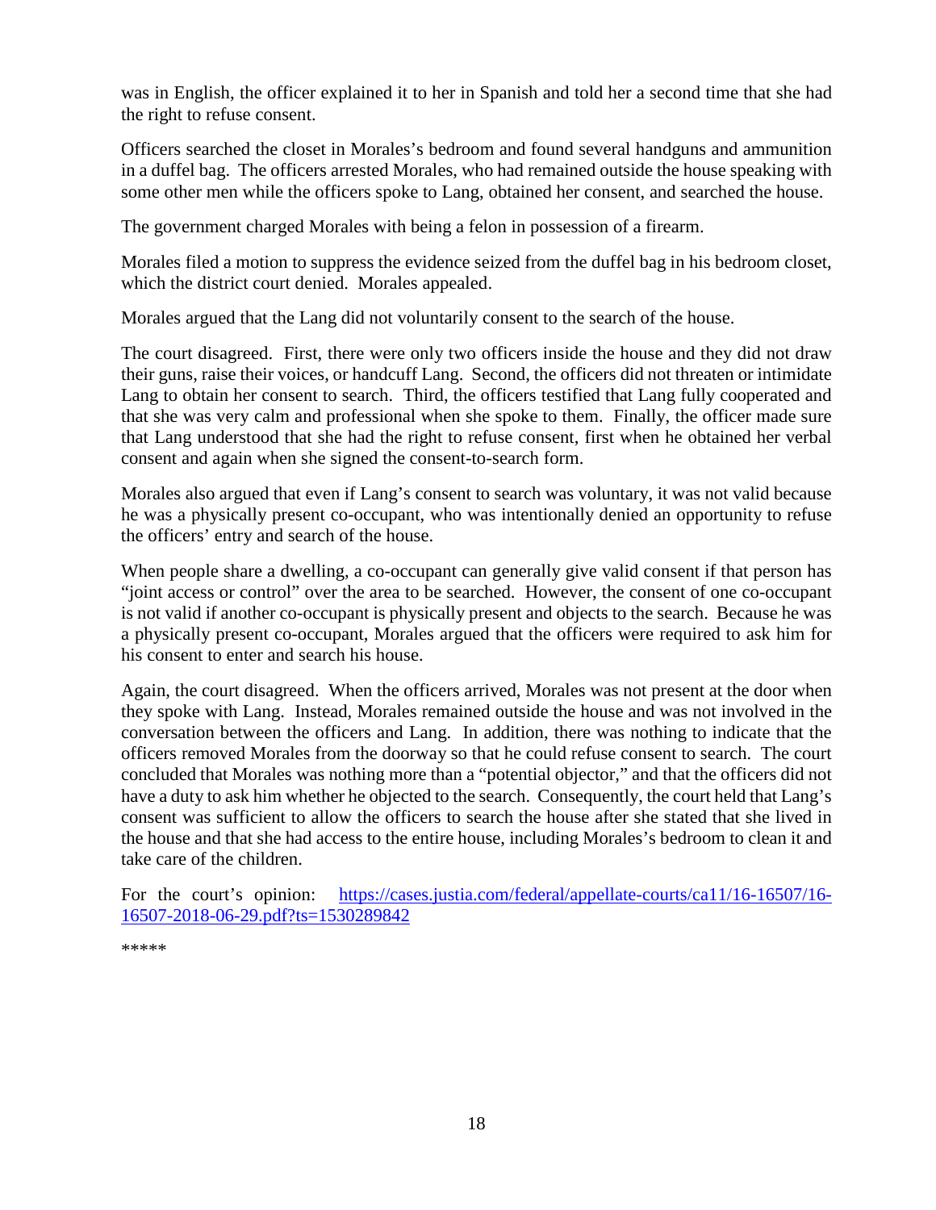was in English, the officer explained it to her in Spanish and told her a second time that she had the right to refuse consent.

Officers searched the closet in Morales's bedroom and found several handguns and ammunition in a duffel bag. The officers arrested Morales, who had remained outside the house speaking with some other men while the officers spoke to Lang, obtained her consent, and searched the house.

The government charged Morales with being a felon in possession of a firearm.

Morales filed a motion to suppress the evidence seized from the duffel bag in his bedroom closet, which the district court denied. Morales appealed.

Morales argued that the Lang did not voluntarily consent to the search of the house.

The court disagreed. First, there were only two officers inside the house and they did not draw their guns, raise their voices, or handcuff Lang. Second, the officers did not threaten or intimidate Lang to obtain her consent to search. Third, the officers testified that Lang fully cooperated and that she was very calm and professional when she spoke to them. Finally, the officer made sure that Lang understood that she had the right to refuse consent, first when he obtained her verbal consent and again when she signed the consent-to-search form.

Morales also argued that even if Lang's consent to search was voluntary, it was not valid because he was a physically present co-occupant, who was intentionally denied an opportunity to refuse the officers' entry and search of the house.

When people share a dwelling, a co-occupant can generally give valid consent if that person has "joint access or control" over the area to be searched. However, the consent of one co-occupant is not valid if another co-occupant is physically present and objects to the search. Because he was a physically present co-occupant, Morales argued that the officers were required to ask him for his consent to enter and search his house.

Again, the court disagreed. When the officers arrived, Morales was not present at the door when they spoke with Lang. Instead, Morales remained outside the house and was not involved in the conversation between the officers and Lang. In addition, there was nothing to indicate that the officers removed Morales from the doorway so that he could refuse consent to search. The court concluded that Morales was nothing more than a "potential objector," and that the officers did not have a duty to ask him whether he objected to the search. Consequently, the court held that Lang's consent was sufficient to allow the officers to search the house after she stated that she lived in the house and that she had access to the entire house, including Morales's bedroom to clean it and take care of the children.

For the court's opinion: [https://cases.justia.com/federal/appellate-courts/ca11/16-16507/16-16507-2018-06-29.pdf?ts=1530289842](https://cases.justia.com/federal/appellate-courts/ca11/16-16507/16-16507-2018-06-29.pdf?ts=1530289842)

*****